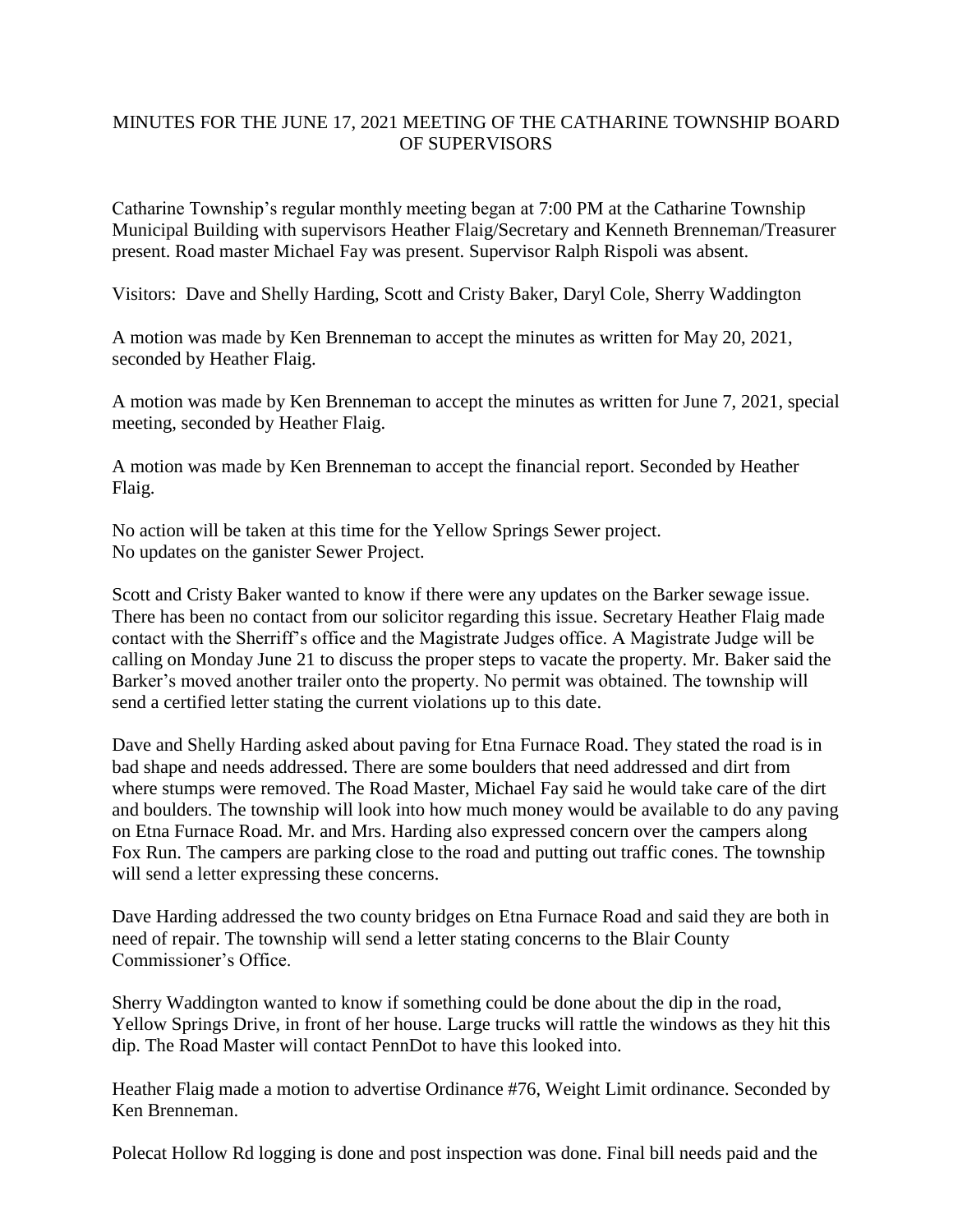# MINUTES FOR THE JUNE 17, 2021 MEETING OF THE CATHARINE TOWNSHIP BOARD OF SUPERVISORS

Catharine Township's regular monthly meeting began at 7:00 PM at the Catharine Township Municipal Building with supervisors Heather Flaig/Secretary and Kenneth Brenneman/Treasurer present. Road master Michael Fay was present. Supervisor Ralph Rispoli was absent.

Visitors: Dave and Shelly Harding, Scott and Cristy Baker, Daryl Cole, Sherry Waddington

A motion was made by Ken Brenneman to accept the minutes as written for May 20, 2021, seconded by Heather Flaig.

A motion was made by Ken Brenneman to accept the minutes as written for June 7, 2021, special meeting, seconded by Heather Flaig.

A motion was made by Ken Brenneman to accept the financial report. Seconded by Heather Flaig.

No action will be taken at this time for the Yellow Springs Sewer project.
No updates on the ganister Sewer Project.

Scott and Cristy Baker wanted to know if there were any updates on the Barker sewage issue. There has been no contact from our solicitor regarding this issue. Secretary Heather Flaig made contact with the Sherriff's office and the Magistrate Judges office. A Magistrate Judge will be calling on Monday June 21 to discuss the proper steps to vacate the property. Mr. Baker said the Barker's moved another trailer onto the property. No permit was obtained. The township will send a certified letter stating the current violations up to this date.

Dave and Shelly Harding asked about paving for Etna Furnace Road. They stated the road is in bad shape and needs addressed. There are some boulders that need addressed and dirt from where stumps were removed. The Road Master, Michael Fay said he would take care of the dirt and boulders. The township will look into how much money would be available to do any paving on Etna Furnace Road. Mr. and Mrs. Harding also expressed concern over the campers along Fox Run. The campers are parking close to the road and putting out traffic cones. The township will send a letter expressing these concerns.

Dave Harding addressed the two county bridges on Etna Furnace Road and said they are both in need of repair. The township will send a letter stating concerns to the Blair County Commissioner's Office.

Sherry Waddington wanted to know if something could be done about the dip in the road, Yellow Springs Drive, in front of her house. Large trucks will rattle the windows as they hit this dip. The Road Master will contact PennDot to have this looked into.

Heather Flaig made a motion to advertise Ordinance #76, Weight Limit ordinance. Seconded by Ken Brenneman.

Polecat Hollow Rd logging is done and post inspection was done. Final bill needs paid and the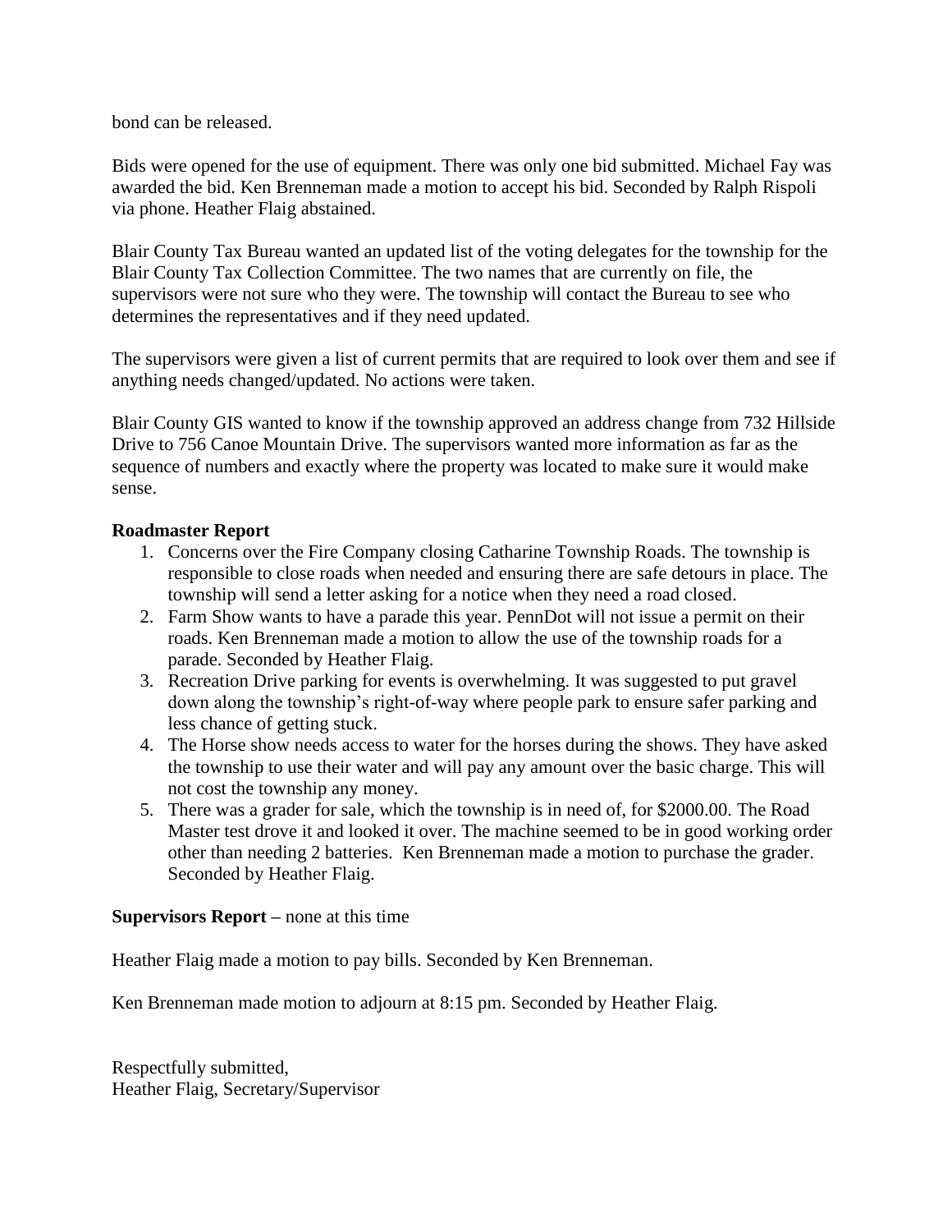bond can be released.

Bids were opened for the use of equipment. There was only one bid submitted. Michael Fay was awarded the bid. Ken Brenneman made a motion to accept his bid. Seconded by Ralph Rispoli via phone. Heather Flaig abstained.

Blair County Tax Bureau wanted an updated list of the voting delegates for the township for the Blair County Tax Collection Committee. The two names that are currently on file, the supervisors were not sure who they were. The township will contact the Bureau to see who determines the representatives and if they need updated.

The supervisors were given a list of current permits that are required to look over them and see if anything needs changed/updated. No actions were taken.

Blair County GIS wanted to know if the township approved an address change from 732 Hillside Drive to 756 Canoe Mountain Drive. The supervisors wanted more information as far as the sequence of numbers and exactly where the property was located to make sure it would make sense.

**Roadmaster Report**

1. Concerns over the Fire Company closing Catharine Township Roads. The township is responsible to close roads when needed and ensuring there are safe detours in place. The township will send a letter asking for a notice when they need a road closed.
2. Farm Show wants to have a parade this year. PennDot will not issue a permit on their roads. Ken Brenneman made a motion to allow the use of the township roads for a parade. Seconded by Heather Flaig.
3. Recreation Drive parking for events is overwhelming. It was suggested to put gravel down along the township's right-of-way where people park to ensure safer parking and less chance of getting stuck.
4. The Horse show needs access to water for the horses during the shows. They have asked the township to use their water and will pay any amount over the basic charge. This will not cost the township any money.
5. There was a grader for sale, which the township is in need of, for $2000.00. The Road Master test drove it and looked it over. The machine seemed to be in good working order other than needing 2 batteries. Ken Brenneman made a motion to purchase the grader. Seconded by Heather Flaig.

**Supervisors Report** – none at this time

Heather Flaig made a motion to pay bills. Seconded by Ken Brenneman.

Ken Brenneman made motion to adjourn at 8:15 pm. Seconded by Heather Flaig.

Respectfully submitted,
Heather Flaig, Secretary/Supervisor